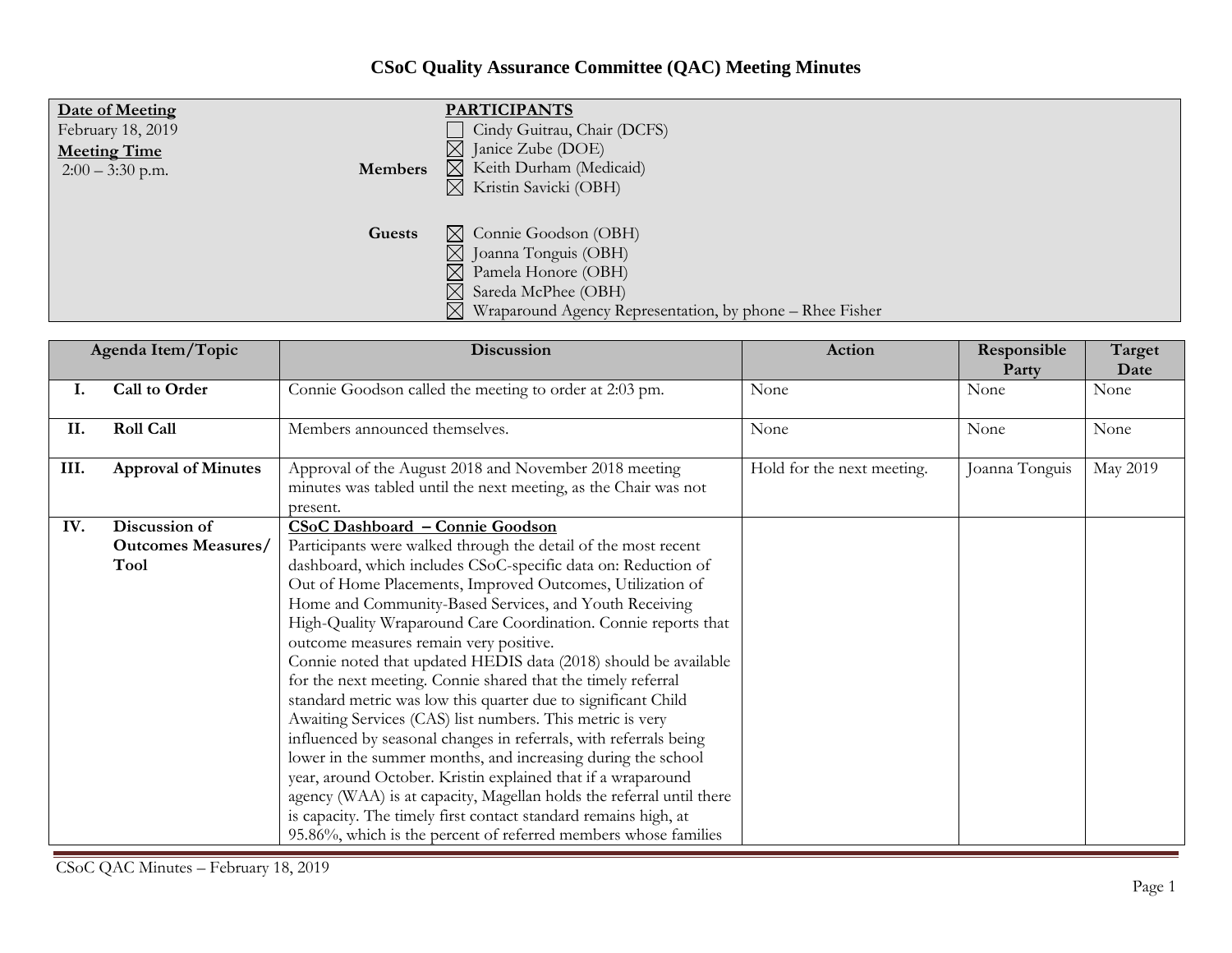# CSoC Quality Assurance Committee (QAC) Meeting Minutes

**Date of Meeting**
February 18, 2019

**Meeting Time**
2:00 – 3:30 p.m.

**PARTICIPANTS**

**Members**
- ☐ Cindy Guitrau, Chair (DCFS)
- ☒ Janice Zube (DOE)
- ☒ Keith Durham (Medicaid)
- ☒ Kristin Savicki (OBH)

**Guests**
- ☒ Connie Goodson (OBH)
- ☒ Joanna Tonguis (OBH)
- ☒ Pamela Honore (OBH)
- ☒ Sareda McPhee (OBH)
- ☒ Wraparound Agency Representation, by phone – Rhee Fisher

| | Agenda Item/Topic | Discussion | Action | Responsible Party | Target Date |
|---|---|---|---|---|---|
| I. | **Call to Order** | Connie Goodson called the meeting to order at 2:03 pm. | None | None | None |
| II. | **Roll Call** | Members announced themselves. | None | None | None |
| III. | **Approval of Minutes** | Approval of the August 2018 and November 2018 meeting minutes was tabled until the next meeting, as the Chair was not present. | Hold for the next meeting. | Joanna Tonguis | May 2019 |
| IV. | **Discussion of Outcomes Measures/ Tool** | **CSoC Dashboard – Connie Goodson**<br>Participants were walked through the detail of the most recent dashboard, which includes CSoC-specific data on: Reduction of Out of Home Placements, Improved Outcomes, Utilization of Home and Community-Based Services, and Youth Receiving High-Quality Wraparound Care Coordination. Connie reports that outcome measures remain very positive.<br>Connie noted that updated HEDIS data (2018) should be available for the next meeting. Connie shared that the timely referral standard metric was low this quarter due to significant Child Awaiting Services (CAS) list numbers. This metric is very influenced by seasonal changes in referrals, with referrals being lower in the summer months, and increasing during the school year, around October. Kristin explained that if a wraparound agency (WAA) is at capacity, Magellan holds the referral until there is capacity. The timely first contact standard remains high, at 95.86%, which is the percent of referred members whose families | | | |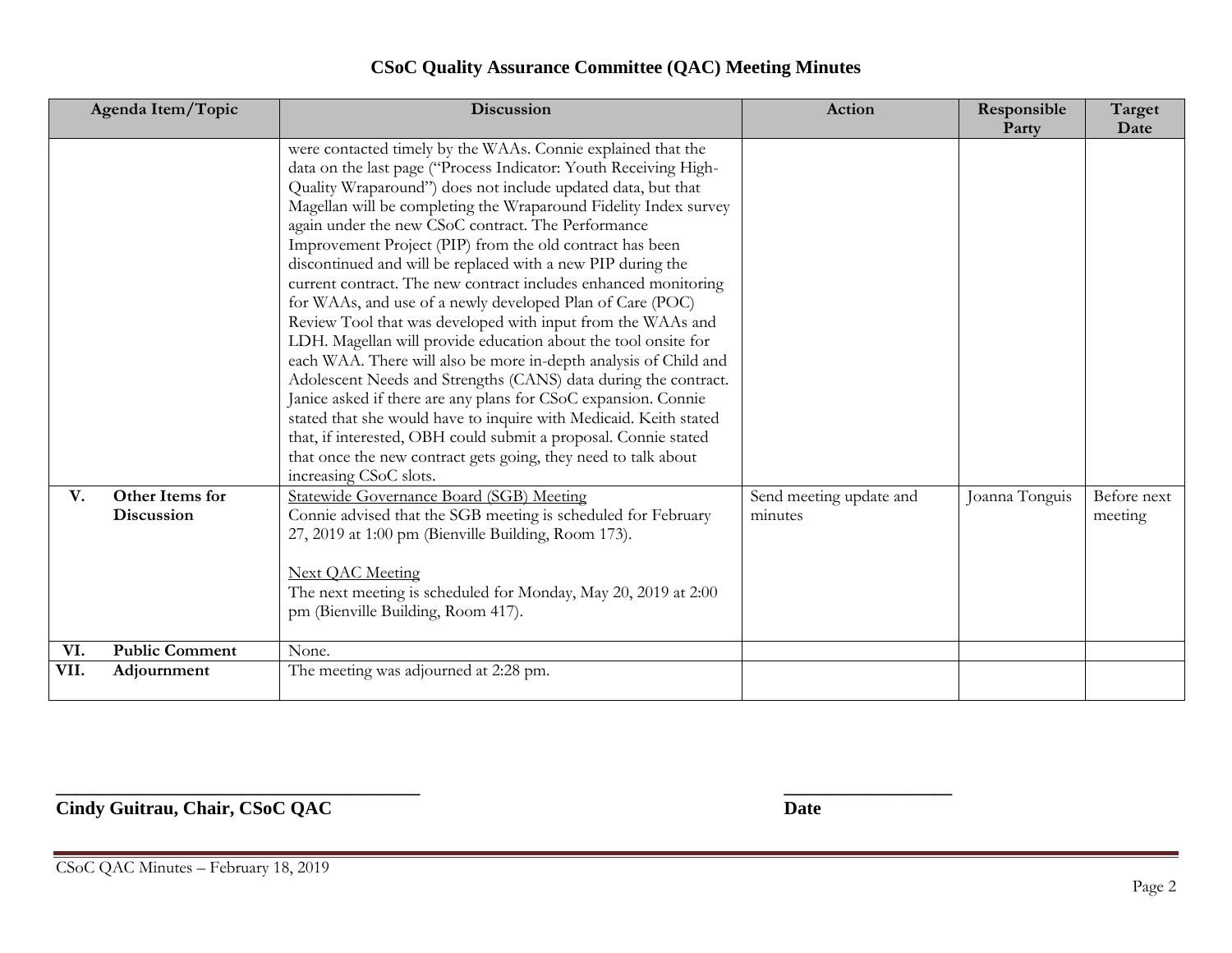# CSoC Quality Assurance Committee (QAC) Meeting Minutes

| Agenda Item/Topic | Discussion | Action | Responsible Party | Target Date |
|---|---|---|---|---|
| | were contacted timely by the WAAs. Connie explained that the data on the last page ("Process Indicator: Youth Receiving High-Quality Wraparound") does not include updated data, but that Magellan will be completing the Wraparound Fidelity Index survey again under the new CSoC contract. The Performance Improvement Project (PIP) from the old contract has been discontinued and will be replaced with a new PIP during the current contract. The new contract includes enhanced monitoring for WAAs, and use of a newly developed Plan of Care (POC) Review Tool that was developed with input from the WAAs and LDH. Magellan will provide education about the tool onsite for each WAA. There will also be more in-depth analysis of Child and Adolescent Needs and Strengths (CANS) data during the contract. Janice asked if there are any plans for CSoC expansion. Connie stated that she would have to inquire with Medicaid. Keith stated that, if interested, OBH could submit a proposal. Connie stated that once the new contract gets going, they need to talk about increasing CSoC slots. | | | |
| **V. Other Items for Discussion** | Statewide Governance Board (SGB) Meeting<br>Connie advised that the SGB meeting is scheduled for February 27, 2019 at 1:00 pm (Bienville Building, Room 173).<br><br>Next QAC Meeting<br>The next meeting is scheduled for Monday, May 20, 2019 at 2:00 pm (Bienville Building, Room 417). | Send meeting update and minutes | Joanna Tonguis | Before next meeting |
| **VI. Public Comment** | None. | | | |
| **VII. Adjournment** | The meeting was adjourned at 2:28 pm. | | | |

\_\_\_\_\_\_\_\_\_\_\_\_\_\_\_\_\_\_\_\_\_\_\_\_\_\_\_\_\_\_\_\_\_\_\_\_\_\_\_\_
**Cindy Guitrau, Chair, CSoC QAC**

\_\_\_\_\_\_\_\_\_\_\_\_\_\_\_\_\_\_
**Date**